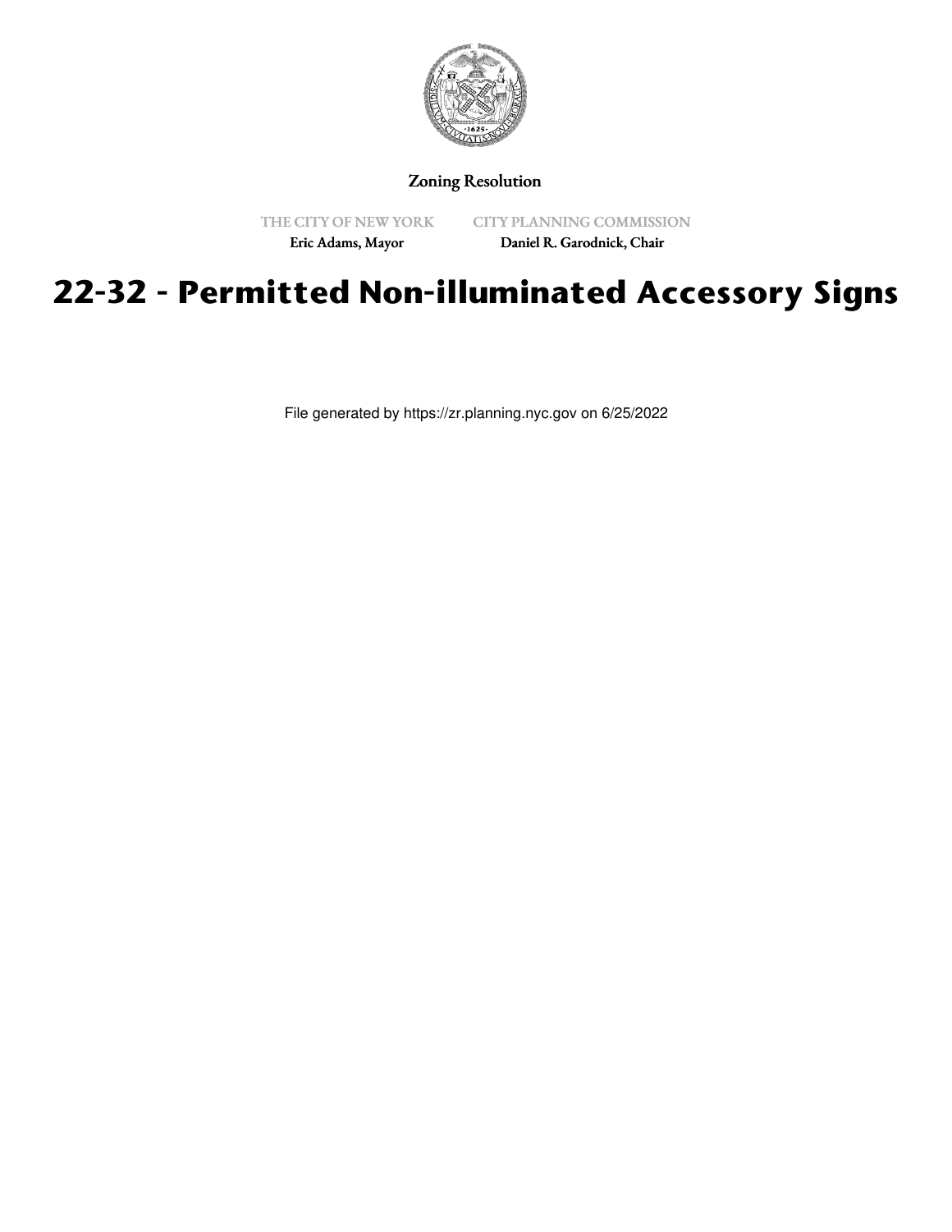Zoning Resolution

THE CITY OF NEW YORK
Eric Adams, Mayor

CITY PLANNING COMMISSION
Daniel R. Garodnick, Chair

# 22-32 - Permitted Non-illuminated Accessory Signs

File generated by https://zr.planning.nyc.gov on 6/25/2022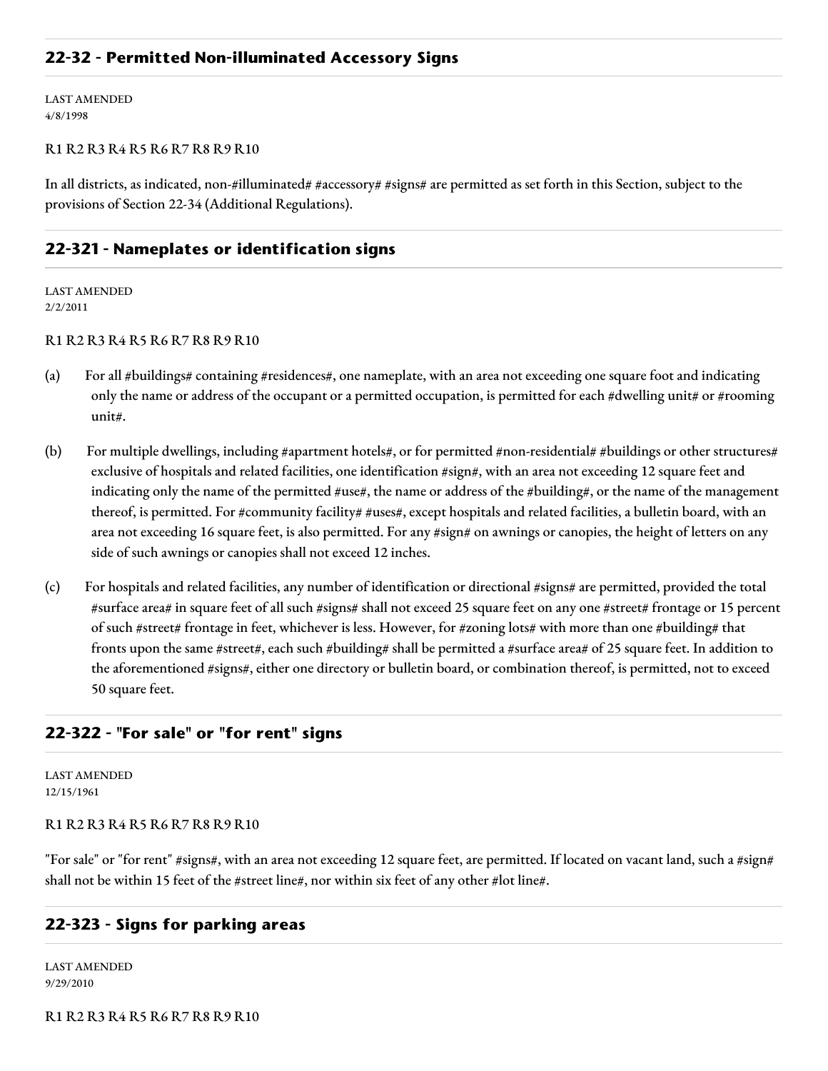## 22-32 - Permitted Non-illuminated Accessory Signs

LAST AMENDED
4/8/1998

R1 R2 R3 R4 R5 R6 R7 R8 R9 R10

In all districts, as indicated, non-#illuminated# #accessory# #signs# are permitted as set forth in this Section, subject to the provisions of Section 22-34 (Additional Regulations).

## 22-321 - Nameplates or identification signs

LAST AMENDED
2/2/2011

R1 R2 R3 R4 R5 R6 R7 R8 R9 R10

(a) For all #buildings# containing #residences#, one nameplate, with an area not exceeding one square foot and indicating only the name or address of the occupant or a permitted occupation, is permitted for each #dwelling unit# or #rooming unit#.

(b) For multiple dwellings, including #apartment hotels#, or for permitted #non-residential# #buildings or other structures# exclusive of hospitals and related facilities, one identification #sign#, with an area not exceeding 12 square feet and indicating only the name of the permitted #use#, the name or address of the #building#, or the name of the management thereof, is permitted. For #community facility# #uses#, except hospitals and related facilities, a bulletin board, with an area not exceeding 16 square feet, is also permitted. For any #sign# on awnings or canopies, the height of letters on any side of such awnings or canopies shall not exceed 12 inches.

(c) For hospitals and related facilities, any number of identification or directional #signs# are permitted, provided the total #surface area# in square feet of all such #signs# shall not exceed 25 square feet on any one #street# frontage or 15 percent of such #street# frontage in feet, whichever is less. However, for #zoning lots# with more than one #building# that fronts upon the same #street#, each such #building# shall be permitted a #surface area# of 25 square feet. In addition to the aforementioned #signs#, either one directory or bulletin board, or combination thereof, is permitted, not to exceed 50 square feet.

## 22-322 - "For sale" or "for rent" signs

LAST AMENDED
12/15/1961

R1 R2 R3 R4 R5 R6 R7 R8 R9 R10

"For sale" or "for rent" #signs#, with an area not exceeding 12 square feet, are permitted. If located on vacant land, such a #sign# shall not be within 15 feet of the #street line#, nor within six feet of any other #lot line#.

## 22-323 - Signs for parking areas

LAST AMENDED
9/29/2010

R1 R2 R3 R4 R5 R6 R7 R8 R9 R10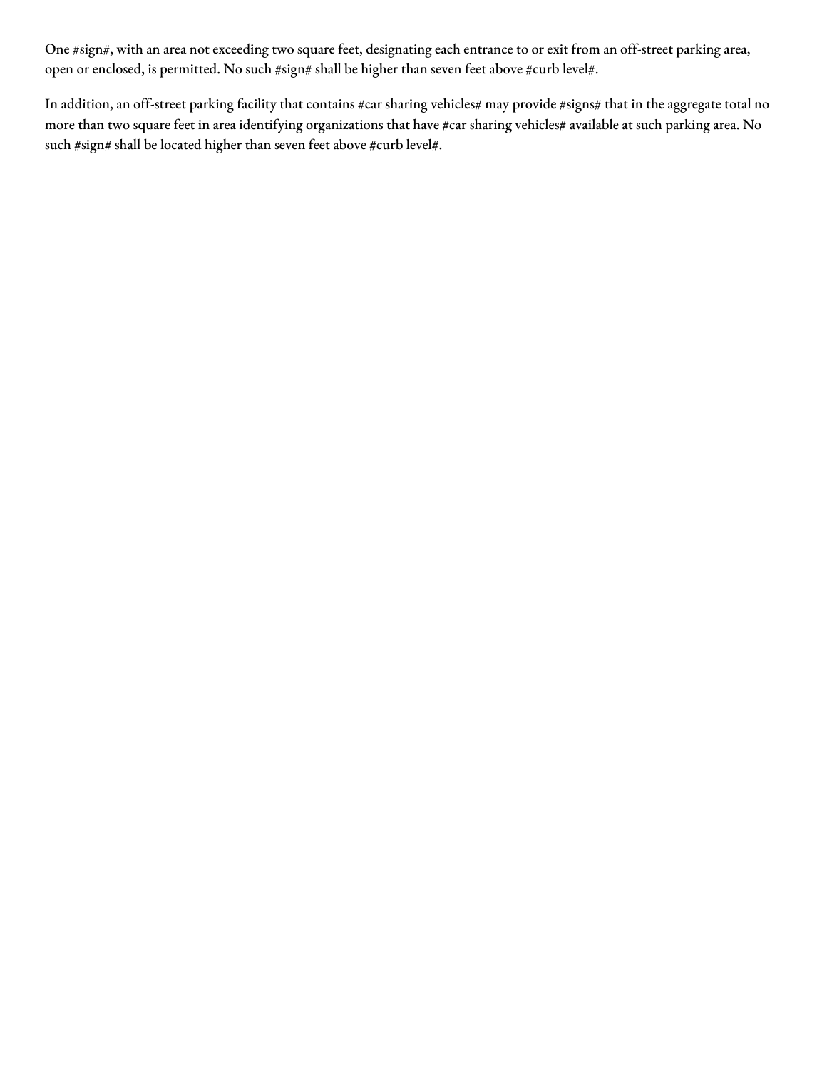One #sign#, with an area not exceeding two square feet, designating each entrance to or exit from an off-street parking area, open or enclosed, is permitted. No such #sign# shall be higher than seven feet above #curb level#.

In addition, an off-street parking facility that contains #car sharing vehicles# may provide #signs# that in the aggregate total no more than two square feet in area identifying organizations that have #car sharing vehicles# available at such parking area. No such #sign# shall be located higher than seven feet above #curb level#.